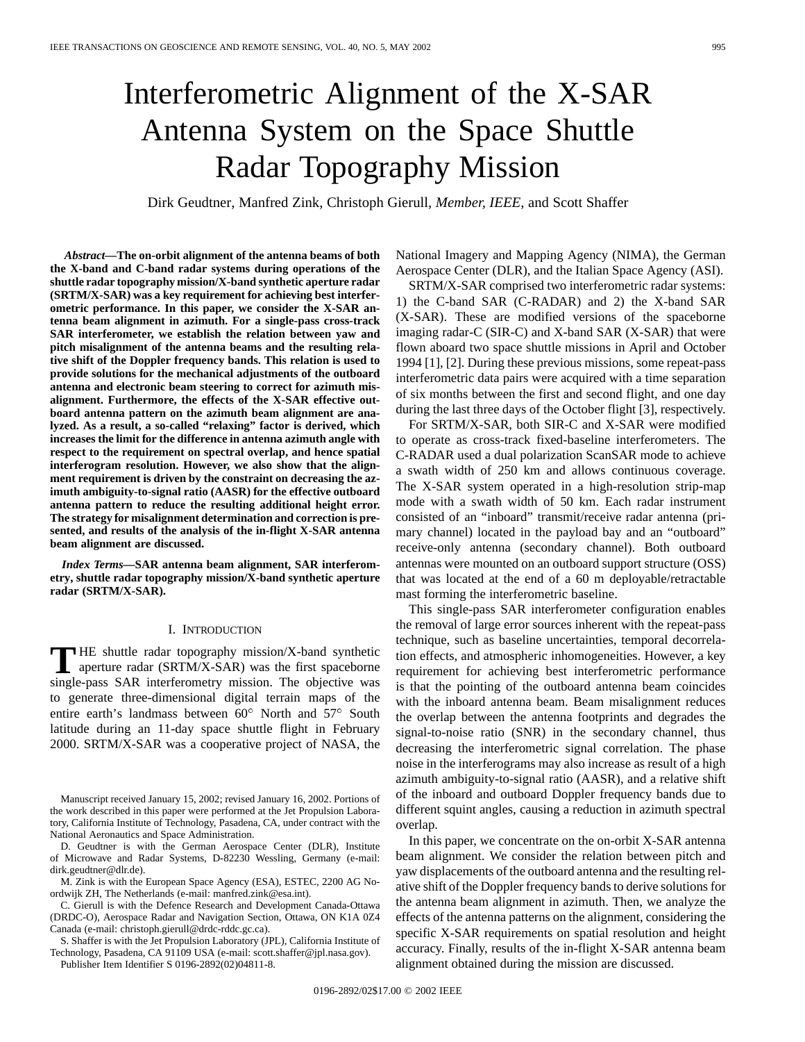# Interferometric Alignment of the X-SAR Antenna System on the Space Shuttle Radar Topography Mission

Dirk Geudtner, Manfred Zink, Christoph Gierull, *Member, IEEE*, and Scott Shaffer

***Abstract*—The on-orbit alignment of the antenna beams of both the X-band and C-band radar systems during operations of the shuttle radar topography mission/X-band synthetic aperture radar (SRTM/X-SAR) was a key requirement for achieving best interferometric performance. In this paper, we consider the X-SAR antenna beam alignment in azimuth. For a single-pass cross-track SAR interferometer, we establish the relation between yaw and pitch misalignment of the antenna beams and the resulting relative shift of the Doppler frequency bands. This relation is used to provide solutions for the mechanical adjustments of the outboard antenna and electronic beam steering to correct for azimuth misalignment. Furthermore, the effects of the X-SAR effective outboard antenna pattern on the azimuth beam alignment are analyzed. As a result, a so-called "relaxing" factor is derived, which increases the limit for the difference in antenna azimuth angle with respect to the requirement on spectral overlap, and hence spatial interferogram resolution. However, we also show that the alignment requirement is driven by the constraint on decreasing the azimuth ambiguity-to-signal ratio (AASR) for the effective outboard antenna pattern to reduce the resulting additional height error. The strategy for misalignment determination and correction is presented, and results of the analysis of the in-flight X-SAR antenna beam alignment are discussed.**

***Index Terms*—SAR antenna beam alignment, SAR interferometry, shuttle radar topography mission/X-band synthetic aperture radar (SRTM/X-SAR).**

## I. Introduction

The shuttle radar topography mission/X-band synthetic aperture radar (SRTM/X-SAR) was the first spaceborne single-pass SAR interferometry mission. The objective was to generate three-dimensional digital terrain maps of the entire earth's landmass between 60° North and 57° South latitude during an 11-day space shuttle flight in February 2000. SRTM/X-SAR was a cooperative project of NASA, the National Imagery and Mapping Agency (NIMA), the German Aerospace Center (DLR), and the Italian Space Agency (ASI).

SRTM/X-SAR comprised two interferometric radar systems: 1) the C-band SAR (C-RADAR) and 2) the X-band SAR (X-SAR). These are modified versions of the spaceborne imaging radar-C (SIR-C) and X-band SAR (X-SAR) that were flown aboard two space shuttle missions in April and October 1994 [1], [2]. During these previous missions, some repeat-pass interferometric data pairs were acquired with a time separation of six months between the first and second flight, and one day during the last three days of the October flight [3], respectively.

For SRTM/X-SAR, both SIR-C and X-SAR were modified to operate as cross-track fixed-baseline interferometers. The C-RADAR used a dual polarization ScanSAR mode to achieve a swath width of 250 km and allows continuous coverage. The X-SAR system operated in a high-resolution strip-map mode with a swath width of 50 km. Each radar instrument consisted of an "inboard" transmit/receive radar antenna (primary channel) located in the payload bay and an "outboard" receive-only antenna (secondary channel). Both outboard antennas were mounted on an outboard support structure (OSS) that was located at the end of a 60 m deployable/retractable mast forming the interferometric baseline.

This single-pass SAR interferometer configuration enables the removal of large error sources inherent with the repeat-pass technique, such as baseline uncertainties, temporal decorrelation effects, and atmospheric inhomogeneities. However, a key requirement for achieving best interferometric performance is that the pointing of the outboard antenna beam coincides with the inboard antenna beam. Beam misalignment reduces the overlap between the antenna footprints and degrades the signal-to-noise ratio (SNR) in the secondary channel, thus decreasing the interferometric signal correlation. The phase noise in the interferograms may also increase as result of a high azimuth ambiguity-to-signal ratio (AASR), and a relative shift of the inboard and outboard Doppler frequency bands due to different squint angles, causing a reduction in azimuth spectral overlap.

In this paper, we concentrate on the on-orbit X-SAR antenna beam alignment. We consider the relation between pitch and yaw displacements of the outboard antenna and the resulting relative shift of the Doppler frequency bands to derive solutions for the antenna beam alignment in azimuth. Then, we analyze the effects of the antenna patterns on the alignment, considering the specific X-SAR requirements on spatial resolution and height accuracy. Finally, results of the in-flight X-SAR antenna beam alignment obtained during the mission are discussed.

Manuscript received January 15, 2002; revised January 16, 2002. Portions of the work described in this paper were performed at the Jet Propulsion Laboratory, California Institute of Technology, Pasadena, CA, under contract with the National Aeronautics and Space Administration.

D. Geudtner is with the German Aerospace Center (DLR), Institute of Microwave and Radar Systems, D-82230 Wessling, Germany (e-mail: dirk.geudtner@dlr.de).

M. Zink is with the European Space Agency (ESA), ESTEC, 2200 AG Noordwijk ZH, The Netherlands (e-mail: manfred.zink@esa.int).

C. Gierull is with the Defence Research and Development Canada-Ottawa (DRDC-O), Aerospace Radar and Navigation Section, Ottawa, ON K1A 0Z4 Canada (e-mail: christoph.gierull@drdc-rddc.gc.ca).

S. Shaffer is with the Jet Propulsion Laboratory (JPL), California Institute of Technology, Pasadena, CA 91109 USA (e-mail: scott.shaffer@jpl.nasa.gov).

Publisher Item Identifier S 0196-2892(02)04811-8.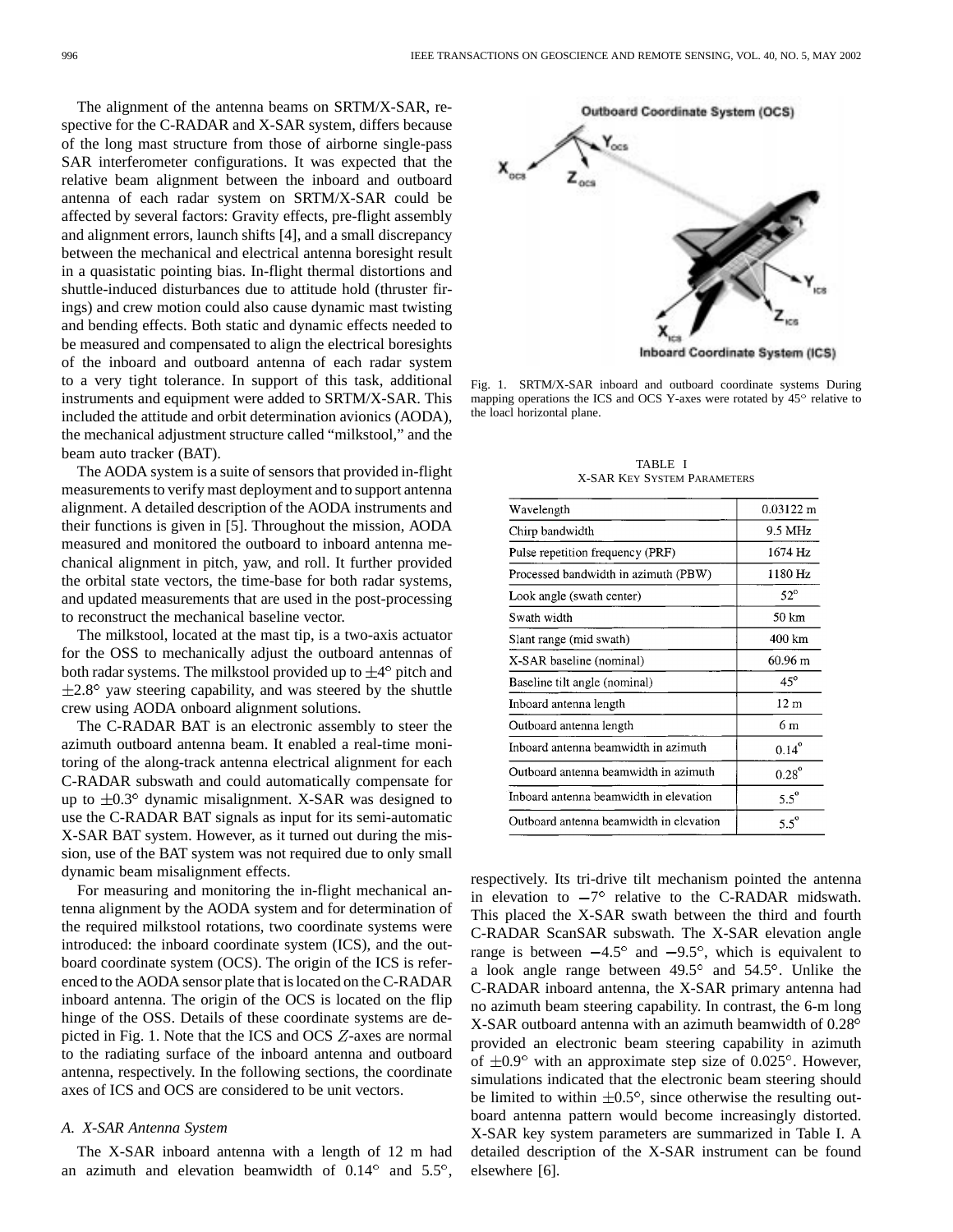The alignment of the antenna beams on SRTM/X-SAR, respective for the C-RADAR and X-SAR system, differs because of the long mast structure from those of airborne single-pass SAR interferometer configurations. It was expected that the relative beam alignment between the inboard and outboard antenna of each radar system on SRTM/X-SAR could be affected by several factors: Gravity effects, pre-flight assembly and alignment errors, launch shifts [4], and a small discrepancy between the mechanical and electrical antenna boresight result in a quasistatic pointing bias. In-flight thermal distortions and shuttle-induced disturbances due to attitude hold (thruster firings) and crew motion could also cause dynamic mast twisting and bending effects. Both static and dynamic effects needed to be measured and compensated to align the electrical boresights of the inboard and outboard antenna of each radar system to a very tight tolerance. In support of this task, additional instruments and equipment were added to SRTM/X-SAR. This included the attitude and orbit determination avionics (AODA), the mechanical adjustment structure called "milkstool," and the beam auto tracker (BAT).

The AODA system is a suite of sensors that provided in-flight measurements to verify mast deployment and to support antenna alignment. A detailed description of the AODA instruments and their functions is given in [5]. Throughout the mission, AODA measured and monitored the outboard to inboard antenna mechanical alignment in pitch, yaw, and roll. It further provided the orbital state vectors, the time-base for both radar systems, and updated measurements that are used in the post-processing to reconstruct the mechanical baseline vector.

The milkstool, located at the mast tip, is a two-axis actuator for the OSS to mechanically adjust the outboard antennas of both radar systems. The milkstool provided up to $\pm 4°$ pitch and $\pm 2.8°$ yaw steering capability, and was steered by the shuttle crew using AODA onboard alignment solutions.

The C-RADAR BAT is an electronic assembly to steer the azimuth outboard antenna beam. It enabled a real-time monitoring of the along-track antenna electrical alignment for each C-RADAR subswath and could automatically compensate for up to $\pm 0.3°$ dynamic misalignment. X-SAR was designed to use the C-RADAR BAT signals as input for its semi-automatic X-SAR BAT system. However, as it turned out during the mission, use of the BAT system was not required due to only small dynamic beam misalignment effects.

For measuring and monitoring the in-flight mechanical antenna alignment by the AODA system and for determination of the required milkstool rotations, two coordinate systems were introduced: the inboard coordinate system (ICS), and the outboard coordinate system (OCS). The origin of the ICS is referenced to the AODA sensor plate that is located on the C-RADAR inboard antenna. The origin of the OCS is located on the flip hinge of the OSS. Details of these coordinate systems are depicted in Fig. 1. Note that the ICS and OCS $Z$-axes are normal to the radiating surface of the inboard antenna and outboard antenna, respectively. In the following sections, the coordinate axes of ICS and OCS are considered to be unit vectors.

Outboard Coordinate System (OCS)

$X_{ocs}$ $Y_{ocs}$ $Z_{ocs}$

$X_{ics}$ $Y_{ics}$ $Z_{ics}$

Inboard Coordinate System (ICS)

Fig. 1. SRTM/X-SAR inboard and outboard coordinate systems During mapping operations the ICS and OCS Y-axes were rotated by 45° relative to the loacl horizontal plane.

### A. X-SAR Antenna System

The X-SAR inboard antenna with a length of 12 m had an azimuth and elevation beamwidth of 0.14° and 5.5°, respectively. Its tri-drive tilt mechanism pointed the antenna in elevation to $-7°$ relative to the C-RADAR midswath. This placed the X-SAR swath between the third and fourth C-RADAR ScanSAR subswath. The X-SAR elevation angle range is between $-4.5°$ and $-9.5°$, which is equivalent to a look angle range between 49.5° and 54.5°. Unlike the C-RADAR inboard antenna, the X-SAR primary antenna had no azimuth beam steering capability. In contrast, the 6-m long X-SAR outboard antenna with an azimuth beamwidth of 0.28° provided an electronic beam steering capability in azimuth of $\pm 0.9°$ with an approximate step size of 0.025°. However, simulations indicated that the electronic beam steering should be limited to within $\pm 0.5°$, since otherwise the resulting outboard antenna pattern would become increasingly distorted. X-SAR key system parameters are summarized in Table I. A detailed description of the X-SAR instrument can be found elsewhere [6].

TABLE I
X-SAR KEY SYSTEM PARAMETERS

| | |
|---|---|
| Wavelength | 0.03122 m |
| Chirp bandwidth | 9.5 MHz |
| Pulse repetition frequency (PRF) | 1674 Hz |
| Processed bandwidth in azimuth (PBW) | 1180 Hz |
| Look angle (swath center) | 52° |
| Swath width | 50 km |
| Slant range (mid swath) | 400 km |
| X-SAR baseline (nominal) | 60.96 m |
| Baseline tilt angle (nominal) | 45° |
| Inboard antenna length | 12 m |
| Outboard antenna length | 6 m |
| Inboard antenna beamwidth in azimuth | 0.14° |
| Outboard antenna beamwidth in azimuth | 0.28° |
| Inboard antenna beamwidth in elevation | 5.5° |
| Outboard antenna beamwidth in elevation | 5.5° |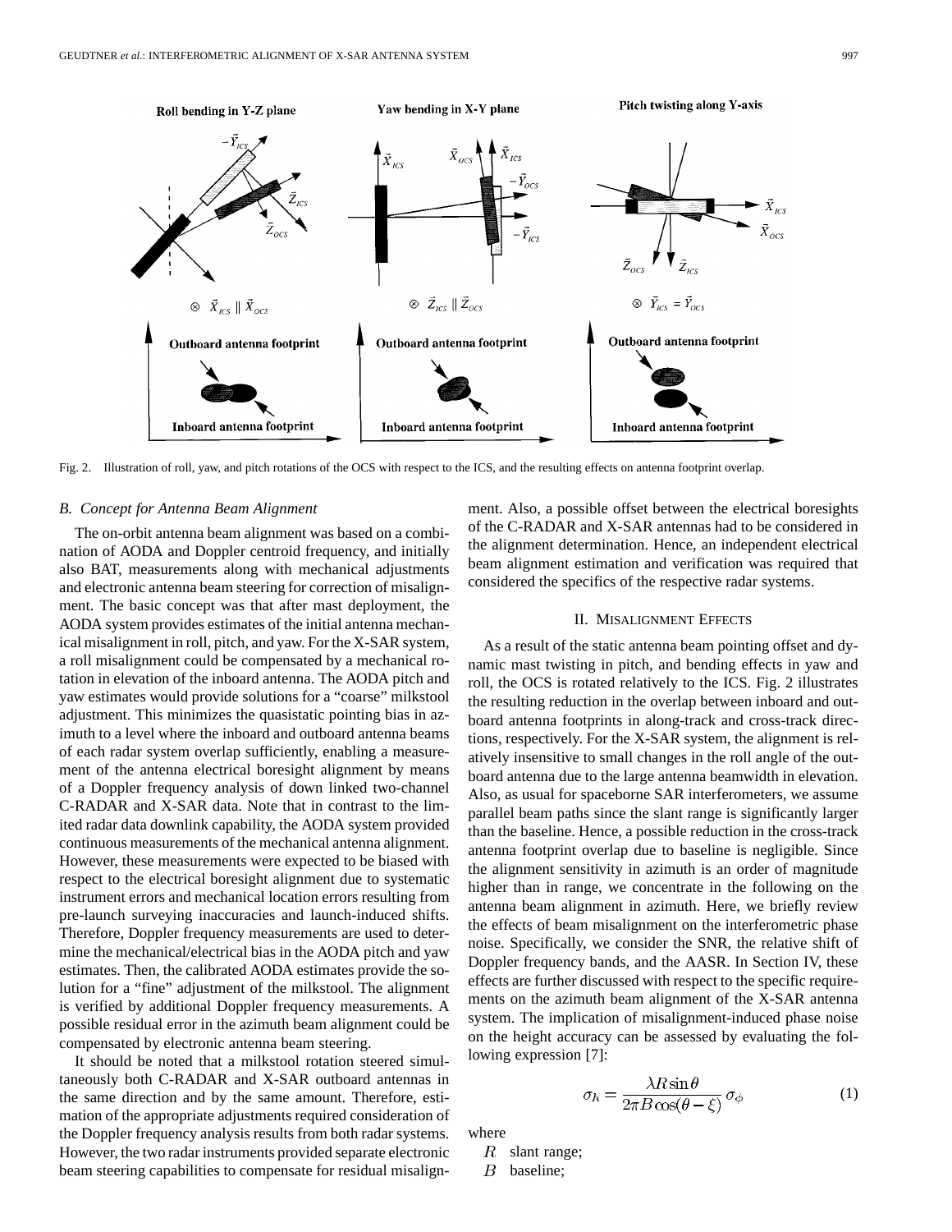Fig. 2. Illustration of roll, yaw, and pitch rotations of the OCS with respect to the ICS, and the resulting effects on antenna footprint overlap.

### B. Concept for Antenna Beam Alignment

The on-orbit antenna beam alignment was based on a combination of AODA and Doppler centroid frequency, and initially also BAT, measurements along with mechanical adjustments and electronic antenna beam steering for correction of misalignment. The basic concept was that after mast deployment, the AODA system provides estimates of the initial antenna mechanical misalignment in roll, pitch, and yaw. For the X-SAR system, a roll misalignment could be compensated by a mechanical rotation in elevation of the inboard antenna. The AODA pitch and yaw estimates would provide solutions for a "coarse" milkstool adjustment. This minimizes the quasistatic pointing bias in azimuth to a level where the inboard and outboard antenna beams of each radar system overlap sufficiently, enabling a measurement of the antenna electrical boresight alignment by means of a Doppler frequency analysis of down linked two-channel C-RADAR and X-SAR data. Note that in contrast to the limited radar data downlink capability, the AODA system provided continuous measurements of the mechanical antenna alignment. However, these measurements were expected to be biased with respect to the electrical boresight alignment due to systematic instrument errors and mechanical location errors resulting from pre-launch surveying inaccuracies and launch-induced shifts. Therefore, Doppler frequency measurements are used to determine the mechanical/electrical bias in the AODA pitch and yaw estimates. Then, the calibrated AODA estimates provide the solution for a "fine" adjustment of the milkstool. The alignment is verified by additional Doppler frequency measurements. A possible residual error in the azimuth beam alignment could be compensated by electronic antenna beam steering.

It should be noted that a milkstool rotation steered simultaneously both C-RADAR and X-SAR outboard antennas in the same direction and by the same amount. Therefore, estimation of the appropriate adjustments required consideration of the Doppler frequency analysis results from both radar systems. However, the two radar instruments provided separate electronic beam steering capabilities to compensate for residual misalignment. Also, a possible offset between the electrical boresights of the C-RADAR and X-SAR antennas had to be considered in the alignment determination. Hence, an independent electrical beam alignment estimation and verification was required that considered the specifics of the respective radar systems.

## II. Misalignment Effects

As a result of the static antenna beam pointing offset and dynamic mast twisting in pitch, and bending effects in yaw and roll, the OCS is rotated relatively to the ICS. Fig. 2 illustrates the resulting reduction in the overlap between inboard and outboard antenna footprints in along-track and cross-track directions, respectively. For the X-SAR system, the alignment is relatively insensitive to small changes in the roll angle of the outboard antenna due to the large antenna beamwidth in elevation. Also, as usual for spaceborne SAR interferometers, we assume parallel beam paths since the slant range is significantly larger than the baseline. Hence, a possible reduction in the cross-track antenna footprint overlap due to baseline is negligible. Since the alignment sensitivity in azimuth is an order of magnitude higher than in range, we concentrate in the following on the antenna beam alignment in azimuth. Here, we briefly review the effects of beam misalignment on the interferometric phase noise. Specifically, we consider the SNR, the relative shift of Doppler frequency bands, and the AASR. In Section IV, these effects are further discussed with respect to the specific requirements on the azimuth beam alignment of the X-SAR antenna system. The implication of misalignment-induced phase noise on the height accuracy can be assessed by evaluating the following expression [7]:

$$\sigma_h = \frac{\lambda R \sin\theta}{2\pi B \cos(\theta - \xi)} \sigma_\phi \tag{1}$$

where

- $R$ slant range;
- $B$ baseline;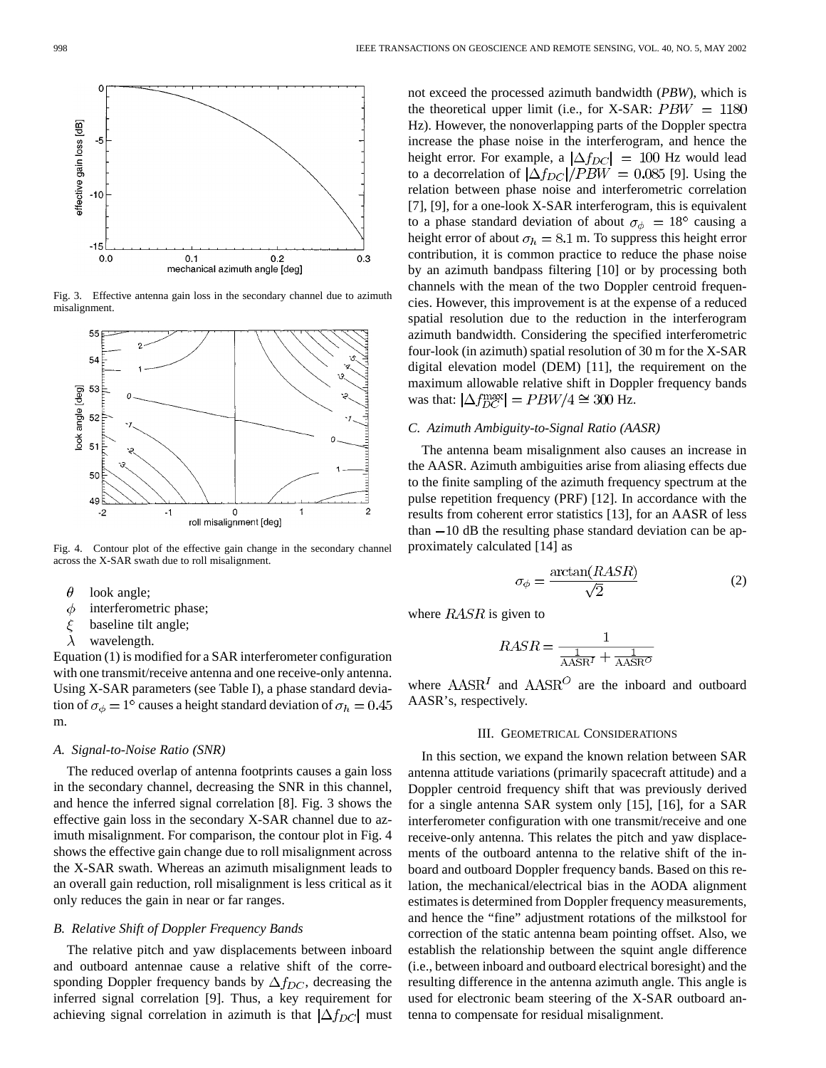Fig. 3. Effective antenna gain loss in the secondary channel due to azimuth misalignment.

Fig. 4. Contour plot of the effective gain change in the secondary channel across the X-SAR swath due to roll misalignment.

$\theta$ look angle;
$\phi$ interferometric phase;
$\xi$ baseline tilt angle;
$\lambda$ wavelength.

Equation (1) is modified for a SAR interferometer configuration with one transmit/receive antenna and one receive-only antenna. Using X-SAR parameters (see Table I), a phase standard deviation of $\sigma_\phi = 1°$ causes a height standard deviation of $\sigma_h = 0.45$ m.

### A. Signal-to-Noise Ratio (SNR)

The reduced overlap of antenna footprints causes a gain loss in the secondary channel, decreasing the SNR in this channel, and hence the inferred signal correlation [8]. Fig. 3 shows the effective gain loss in the secondary X-SAR channel due to azimuth misalignment. For comparison, the contour plot in Fig. 4 shows the effective gain change due to roll misalignment across the X-SAR swath. Whereas an azimuth misalignment leads to an overall gain reduction, roll misalignment is less critical as it only reduces the gain in near or far ranges.

### B. Relative Shift of Doppler Frequency Bands

The relative pitch and yaw displacements between inboard and outboard antennae cause a relative shift of the corresponding Doppler frequency bands by $\Delta f_{DC}$, decreasing the inferred signal correlation [9]. Thus, a key requirement for achieving signal correlation in azimuth is that $|\Delta f_{DC}|$ must not exceed the processed azimuth bandwidth (*PBW*), which is the theoretical upper limit (i.e., for X-SAR: $PBW = 1180$ Hz). However, the nonoverlapping parts of the Doppler spectra increase the phase noise in the interferogram, and hence the height error. For example, a $|\Delta f_{DC}| = 100$ Hz would lead to a decorrelation of $|\Delta f_{DC}|/PBW = 0.085$ [9]. Using the relation between phase noise and interferometric correlation [7], [9], for a one-look X-SAR interferogram, this is equivalent to a phase standard deviation of about $\sigma_\phi = 18°$ causing a height error of about $\sigma_h = 8.1$ m. To suppress this height error contribution, it is common practice to reduce the phase noise by an azimuth bandpass filtering [10] or by processing both channels with the mean of the two Doppler centroid frequencies. However, this improvement is at the expense of a reduced spatial resolution due to the reduction in the interferogram azimuth bandwidth. Considering the specified interferometric four-look (in azimuth) spatial resolution of 30 m for the X-SAR digital elevation model (DEM) [11], the requirement on the maximum allowable relative shift in Doppler frequency bands was that: $|\Delta f_{DC}^{\max}| = PBW/4 \cong 300$ Hz.

### C. Azimuth Ambiguity-to-Signal Ratio (AASR)

The antenna beam misalignment also causes an increase in the AASR. Azimuth ambiguities arise from aliasing effects due to the finite sampling of the azimuth frequency spectrum at the pulse repetition frequency (PRF) [12]. In accordance with the results from coherent error statistics [13], for an AASR of less than $-10$ dB the resulting phase standard deviation can be approximately calculated [14] as

$$\sigma_\phi = \frac{\arctan(RASR)}{\sqrt{2}} \tag{2}$$

where $RASR$ is given to

$$RASR = \frac{1}{\frac{1}{\mathrm{AASR}^I} + \frac{1}{\mathrm{AASR}^O}}$$

where $\mathrm{AASR}^I$ and $\mathrm{AASR}^O$ are the inboard and outboard AASR's, respectively.

## III. Geometrical Considerations

In this section, we expand the known relation between SAR antenna attitude variations (primarily spacecraft attitude) and a Doppler centroid frequency shift that was previously derived for a single antenna SAR system only [15], [16], for a SAR interferometer configuration with one transmit/receive and one receive-only antenna. This relates the pitch and yaw displacements of the outboard antenna to the relative shift of the inboard and outboard Doppler frequency bands. Based on this relation, the mechanical/electrical bias in the AODA alignment estimates is determined from Doppler frequency measurements, and hence the "fine" adjustment rotations of the milkstool for correction of the static antenna beam pointing offset. Also, we establish the relationship between the squint angle difference (i.e., between inboard and outboard electrical boresight) and the resulting difference in the antenna azimuth angle. This angle is used for electronic beam steering of the X-SAR outboard antenna to compensate for residual misalignment.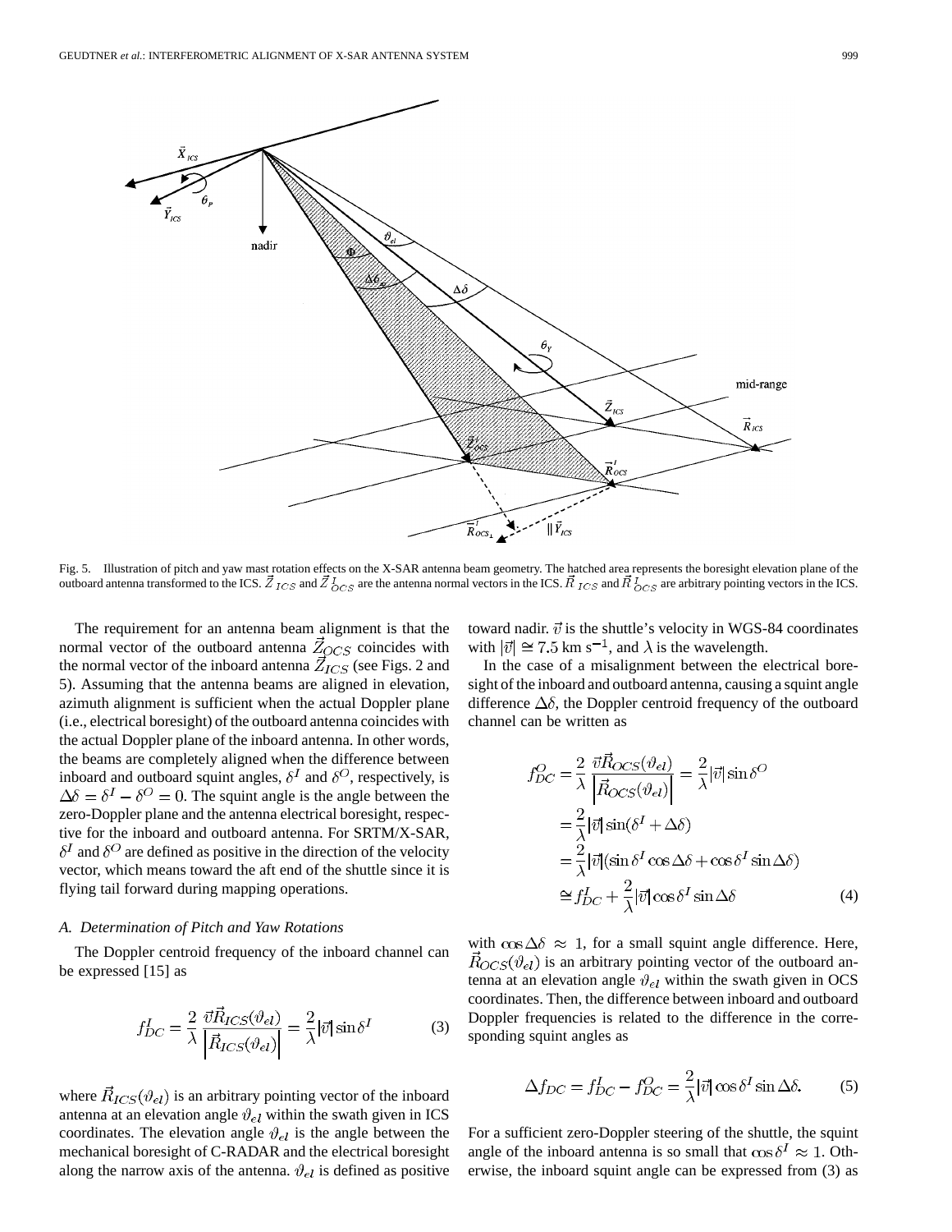Fig. 5. Illustration of pitch and yaw mast rotation effects on the X-SAR antenna beam geometry. The hatched area represents the boresight elevation plane of the outboard antenna transformed to the ICS. $\vec{Z}_{ICS}$ and $\vec{Z}^{I}_{OCS}$ are the antenna normal vectors in the ICS. $\vec{R}_{ICS}$ and $\vec{R}^{I}_{OCS}$ are arbitrary pointing vectors in the ICS.

The requirement for an antenna beam alignment is that the normal vector of the outboard antenna $\vec{Z}_{OCS}$ coincides with the normal vector of the inboard antenna $\vec{Z}_{ICS}$ (see Figs. 2 and 5). Assuming that the antenna beams are aligned in elevation, azimuth alignment is sufficient when the actual Doppler plane (i.e., electrical boresight) of the outboard antenna coincides with the actual Doppler plane of the inboard antenna. In other words, the beams are completely aligned when the difference between inboard and outboard squint angles, $\delta^I$ and $\delta^O$, respectively, is $\Delta\delta = \delta^I - \delta^O = 0$. The squint angle is the angle between the zero-Doppler plane and the antenna electrical boresight, respective for the inboard and outboard antenna. For SRTM/X-SAR, $\delta^I$ and $\delta^O$ are defined as positive in the direction of the velocity vector, which means toward the aft end of the shuttle since it is flying tail forward during mapping operations.

### A. Determination of Pitch and Yaw Rotations

The Doppler centroid frequency of the inboard channel can be expressed [15] as

$$f^I_{DC} = \frac{2}{\lambda} \frac{\vec{v}\vec{R}_{ICS}(\vartheta_{el})}{\left|\vec{R}_{ICS}(\vartheta_{el})\right|} = \frac{2}{\lambda}|\vec{v}|\sin\delta^I \tag{3}$$

where $\vec{R}_{ICS}(\vartheta_{el})$ is an arbitrary pointing vector of the inboard antenna at an elevation angle $\vartheta_{el}$ within the swath given in ICS coordinates. The elevation angle $\vartheta_{el}$ is the angle between the mechanical boresight of C-RADAR and the electrical boresight along the narrow axis of the antenna. $\vartheta_{el}$ is defined as positive toward nadir. $\vec{v}$ is the shuttle's velocity in WGS-84 coordinates with $|\vec{v}| \cong 7.5$ km s$^{-1}$, and $\lambda$ is the wavelength.

In the case of a misalignment between the electrical boresight of the inboard and outboard antenna, causing a squint angle difference $\Delta\delta$, the Doppler centroid frequency of the outboard channel can be written as

$$\begin{aligned} f^O_{DC} &= \frac{2}{\lambda} \frac{\vec{v}\vec{R}_{OCS}(\vartheta_{el})}{\left|\vec{R}_{OCS}(\vartheta_{el})\right|} = \frac{2}{\lambda}|\vec{v}|\sin\delta^O \\ &= \frac{2}{\lambda}|\vec{v}|\sin(\delta^I + \Delta\delta) \\ &= \frac{2}{\lambda}|\vec{v}|(\sin\delta^I\cos\Delta\delta + \cos\delta^I\sin\Delta\delta) \\ &\cong f^I_{DC} + \frac{2}{\lambda}|\vec{v}|\cos\delta^I\sin\Delta\delta \end{aligned} \tag{4}$$

with $\cos\Delta\delta \approx 1$, for a small squint angle difference. Here, $\vec{R}_{OCS}(\vartheta_{el})$ is an arbitrary pointing vector of the outboard antenna at an elevation angle $\vartheta_{el}$ within the swath given in OCS coordinates. Then, the difference between inboard and outboard Doppler frequencies is related to the difference in the corresponding squint angles as

$$\Delta f_{DC} = f^I_{DC} - f^O_{DC} = \frac{2}{\lambda}|\vec{v}|\cos\delta^I\sin\Delta\delta. \tag{5}$$

For a sufficient zero-Doppler steering of the shuttle, the squint angle of the inboard antenna is so small that $\cos\delta^I \approx 1$. Otherwise, the inboard squint angle can be expressed from (3) as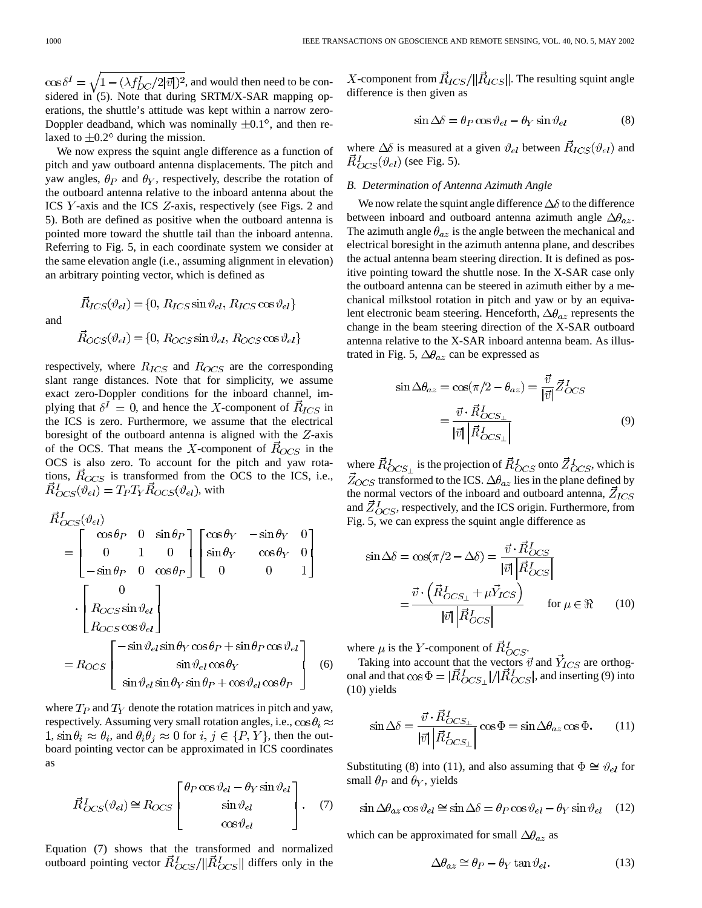$\cos\delta^I = \sqrt{1-(\lambda f^I_{DC}/2|\vec{v}|)^2}$, and would then need to be considered in (5). Note that during SRTM/X-SAR mapping operations, the shuttle's attitude was kept within a narrow zero-Doppler deadband, which was nominally $\pm 0.1°$, and then relaxed to $\pm 0.2°$ during the mission.

We now express the squint angle difference as a function of pitch and yaw outboard antenna displacements. The pitch and yaw angles, $\theta_P$ and $\theta_Y$, respectively, describe the rotation of the outboard antenna relative to the inboard antenna about the ICS $Y$-axis and the ICS $Z$-axis, respectively (see Figs. 2 and 5). Both are defined as positive when the outboard antenna is pointed more toward the shuttle tail than the inboard antenna. Referring to Fig. 5, in each coordinate system we consider at the same elevation angle (i.e., assuming alignment in elevation) an arbitrary pointing vector, which is defined as

$$\vec{R}_{ICS}(\vartheta_{el}) = \{0,\, R_{ICS}\sin\vartheta_{el},\, R_{ICS}\cos\vartheta_{el}\}$$

and

$$\vec{R}_{OCS}(\vartheta_{el}) = \{0,\, R_{OCS}\sin\vartheta_{el},\, R_{OCS}\cos\vartheta_{el}\}$$

respectively, where $R_{ICS}$ and $R_{OCS}$ are the corresponding slant range distances. Note that for simplicity, we assume exact zero-Doppler conditions for the inboard channel, implying that $\delta^I = 0$, and hence the $X$-component of $\vec{R}_{ICS}$ in the ICS is zero. Furthermore, we assume that the electrical boresight of the outboard antenna is aligned with the $Z$-axis of the OCS. That means the $X$-component of $\vec{R}_{OCS}$ in the OCS is also zero. To account for the pitch and yaw rotations, $\vec{R}_{OCS}$ is transformed from the OCS to the ICS, i.e., $\vec{R}^I_{OCS}(\vartheta_{el}) = T_P T_Y \vec{R}_{OCS}(\vartheta_{el})$, with

$$\begin{aligned}
\vec{R}^I_{OCS}(\vartheta_{el}) &= \begin{bmatrix} \cos\theta_P & 0 & \sin\theta_P \\ 0 & 1 & 0 \\ -\sin\theta_P & 0 & \cos\theta_P \end{bmatrix} \begin{bmatrix} \cos\theta_Y & -\sin\theta_Y & 0 \\ \sin\theta_Y & \cos\theta_Y & 0 \\ 0 & 0 & 1 \end{bmatrix} \cdot \begin{bmatrix} 0 \\ R_{OCS}\sin\vartheta_{el} \\ R_{OCS}\cos\vartheta_{el} \end{bmatrix} \\
&= R_{OCS} \begin{bmatrix} -\sin\vartheta_{el}\sin\theta_Y\cos\theta_P + \sin\theta_P\cos\vartheta_{el} \\ \sin\vartheta_{el}\cos\theta_Y \\ \sin\vartheta_{el}\sin\theta_Y\sin\theta_P + \cos\vartheta_{el}\cos\theta_P \end{bmatrix} \qquad (6)
\end{aligned}$$

where $T_P$ and $T_Y$ denote the rotation matrices in pitch and yaw, respectively. Assuming very small rotation angles, i.e., $\cos\theta_i \approx 1$, $\sin\theta_i \approx \theta_i$, and $\theta_i\theta_j \approx 0$ for $i, j \in \{P, Y\}$, then the outboard pointing vector can be approximated in ICS coordinates as

$$\vec{R}^I_{OCS}(\vartheta_{el}) \cong R_{OCS} \begin{bmatrix} \theta_P\cos\vartheta_{el} - \theta_Y\sin\vartheta_{el} \\ \sin\vartheta_{el} \\ \cos\vartheta_{el} \end{bmatrix}. \qquad (7)$$

Equation (7) shows that the transformed and normalized outboard pointing vector $\vec{R}^I_{OCS}/\|\vec{R}^I_{OCS}\|$ differs only in the $X$-component from $\vec{R}_{ICS}/\|\vec{R}_{ICS}\|$. The resulting squint angle difference is then given as

$$\sin\Delta\delta = \theta_P\cos\vartheta_{el} - \theta_Y\sin\vartheta_{el} \qquad (8)$$

where $\Delta\delta$ is measured at a given $\vartheta_{el}$ between $\vec{R}_{ICS}(\vartheta_{el})$ and $\vec{R}^I_{OCS}(\vartheta_{el})$ (see Fig. 5).

### B. Determination of Antenna Azimuth Angle

We now relate the squint angle difference $\Delta\delta$ to the difference between inboard and outboard antenna azimuth angle $\Delta\theta_{az}$. The azimuth angle $\theta_{az}$ is the angle between the mechanical and electrical boresight in the azimuth antenna plane, and describes the actual antenna beam steering direction. It is defined as positive pointing toward the shuttle nose. In the X-SAR case only the outboard antenna can be steered in azimuth either by a mechanical milkstool rotation in pitch and yaw or by an equivalent electronic beam steering. Henceforth, $\Delta\theta_{az}$ represents the change in the beam steering direction of the X-SAR outboard antenna relative to the X-SAR inboard antenna beam. As illustrated in Fig. 5, $\Delta\theta_{az}$ can be expressed as

$$\begin{aligned}
\sin\Delta\theta_{az} = \cos(\pi/2 - \theta_{az}) &= \frac{\vec{v}}{|\vec{v}|}\vec{Z}^I_{OCS} \\
&= \frac{\vec{v}\cdot\vec{R}^I_{OCS_\perp}}{|\vec{v}|\left|\vec{R}^I_{OCS_\perp}\right|} \qquad (9)
\end{aligned}$$

where $\vec{R}^I_{OCS_\perp}$ is the projection of $\vec{R}^I_{OCS}$ onto $\vec{Z}^I_{OCS}$, which is $\vec{Z}_{OCS}$ transformed to the ICS. $\Delta\theta_{az}$ lies in the plane defined by the normal vectors of the inboard and outboard antenna, $\vec{Z}_{ICS}$ and $\vec{Z}^I_{OCS}$, respectively, and the ICS origin. Furthermore, from Fig. 5, we can express the squint angle difference as

$$\begin{aligned}
\sin\Delta\delta = \cos(\pi/2 - \Delta\delta) &= \frac{\vec{v}\cdot\vec{R}^I_{OCS}}{|\vec{v}|\left|\vec{R}^I_{OCS}\right|} \\
&= \frac{\vec{v}\cdot\left(\vec{R}^I_{OCS_\perp} + \mu\vec{Y}_{ICS}\right)}{|\vec{v}|\left|\vec{R}^I_{OCS}\right|} \qquad \text{for } \mu \in \Re \qquad (10)
\end{aligned}$$

where $\mu$ is the $Y$-component of $\vec{R}^I_{OCS}$.

Taking into account that the vectors $\vec{v}$ and $\vec{Y}_{ICS}$ are orthogonal and that $\cos\Phi = |\vec{R}^I_{OCS_\perp}|/|\vec{R}^I_{OCS}|$, and inserting (9) into (10) yields

$$\sin\Delta\delta = \frac{\vec{v}\cdot\vec{R}^I_{OCS_\perp}}{|\vec{v}|\left|\vec{R}^I_{OCS_\perp}\right|}\cos\Phi = \sin\Delta\theta_{az}\cos\Phi. \qquad (11)$$

Substituting (8) into (11), and also assuming that $\Phi \cong \vartheta_{el}$ for small $\theta_P$ and $\theta_Y$, yields

$$\sin\Delta\theta_{az}\cos\vartheta_{el} \cong \sin\Delta\delta = \theta_P\cos\vartheta_{el} - \theta_Y\sin\vartheta_{el} \qquad (12)$$

which can be approximated for small $\Delta\theta_{az}$ as

$$\Delta\theta_{az} \cong \theta_P - \theta_Y\tan\vartheta_{el}. \qquad (13)$$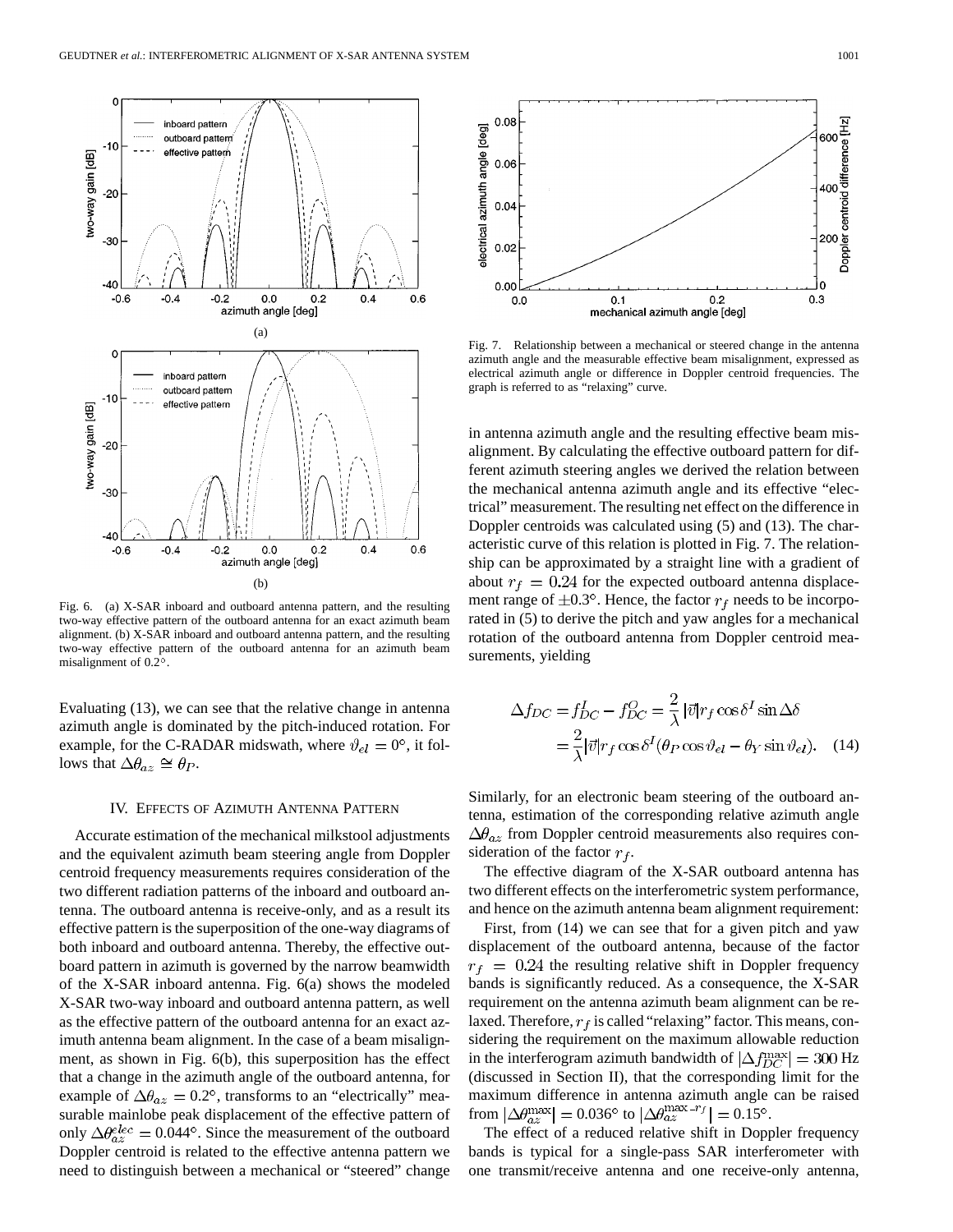Fig. 6. (a) X-SAR inboard and outboard antenna pattern, and the resulting two-way effective pattern of the outboard antenna for an exact azimuth beam alignment. (b) X-SAR inboard and outboard antenna pattern, and the resulting two-way effective pattern of the outboard antenna for an azimuth beam misalignment of 0.2°.

Evaluating (13), we can see that the relative change in antenna azimuth angle is dominated by the pitch-induced rotation. For example, for the C-RADAR midswath, where $\vartheta_{el} = 0°$, it follows that $\Delta\theta_{az} \cong \theta_P$.

## IV. Effects of Azimuth Antenna Pattern

Accurate estimation of the mechanical milkstool adjustments and the equivalent azimuth beam steering angle from Doppler centroid frequency measurements requires consideration of the two different radiation patterns of the inboard and outboard antenna. The outboard antenna is receive-only, and as a result its effective pattern is the superposition of the one-way diagrams of both inboard and outboard antenna. Thereby, the effective outboard pattern in azimuth is governed by the narrow beamwidth of the X-SAR inboard antenna. Fig. 6(a) shows the modeled X-SAR two-way inboard and outboard antenna pattern, as well as the effective pattern of the outboard antenna for an exact azimuth antenna beam alignment. In the case of a beam misalignment, as shown in Fig. 6(b), this superposition has the effect that a change in the azimuth angle of the outboard antenna, for example of $\Delta\theta_{az} = 0.2°$, transforms to an "electrically" measurable mainlobe peak displacement of the effective pattern of only $\Delta\theta_{az}^{elec} = 0.044°$. Since the measurement of the outboard Doppler centroid is related to the effective antenna pattern we need to distinguish between a mechanical or "steered" change in antenna azimuth angle and the resulting effective beam misalignment. By calculating the effective outboard pattern for different azimuth steering angles we derived the relation between the mechanical antenna azimuth angle and its effective "electrical" measurement. The resulting net effect on the difference in Doppler centroids was calculated using (5) and (13). The characteristic curve of this relation is plotted in Fig. 7. The relationship can be approximated by a straight line with a gradient of about $r_f = 0.24$ for the expected outboard antenna displacement range of $\pm 0.3°$. Hence, the factor $r_f$ needs to be incorporated in (5) to derive the pitch and yaw angles for a mechanical rotation of the outboard antenna from Doppler centroid measurements, yielding

Fig. 7. Relationship between a mechanical or steered change in the antenna azimuth angle and the measurable effective beam misalignment, expressed as electrical azimuth angle or difference in Doppler centroid frequencies. The graph is referred to as "relaxing" curve.

$$\begin{aligned}\Delta f_{DC} &= f_{DC}^I - f_{DC}^O = \frac{2}{\lambda}|\vec{v}| r_f \cos\delta^I \sin\Delta\delta \\ &= \frac{2}{\lambda}|\vec{v}| r_f \cos\delta^I (\theta_P \cos\vartheta_{el} - \theta_Y \sin\vartheta_{el}). \quad (14)\end{aligned}$$

Similarly, for an electronic beam steering of the outboard antenna, estimation of the corresponding relative azimuth angle $\Delta\theta_{az}$ from Doppler centroid measurements also requires consideration of the factor $r_f$.

The effective diagram of the X-SAR outboard antenna has two different effects on the interferometric system performance, and hence on the azimuth antenna beam alignment requirement:

First, from (14) we can see that for a given pitch and yaw displacement of the outboard antenna, because of the factor $r_f = 0.24$ the resulting relative shift in Doppler frequency bands is significantly reduced. As a consequence, the X-SAR requirement on the antenna azimuth beam alignment can be relaxed. Therefore, $r_f$ is called "relaxing" factor. This means, considering the requirement on the maximum allowable reduction in the interferogram azimuth bandwidth of $|\Delta f_{DC}^{\max}| = 300$ Hz (discussed in Section II), that the corresponding limit for the maximum difference in antenna azimuth angle can be raised from $|\Delta\theta_{az}^{\max}| = 0.036°$ to $|\Delta\theta_{az}^{\max - r_f}| = 0.15°$.

The effect of a reduced relative shift in Doppler frequency bands is typical for a single-pass SAR interferometer with one transmit/receive antenna and one receive-only antenna,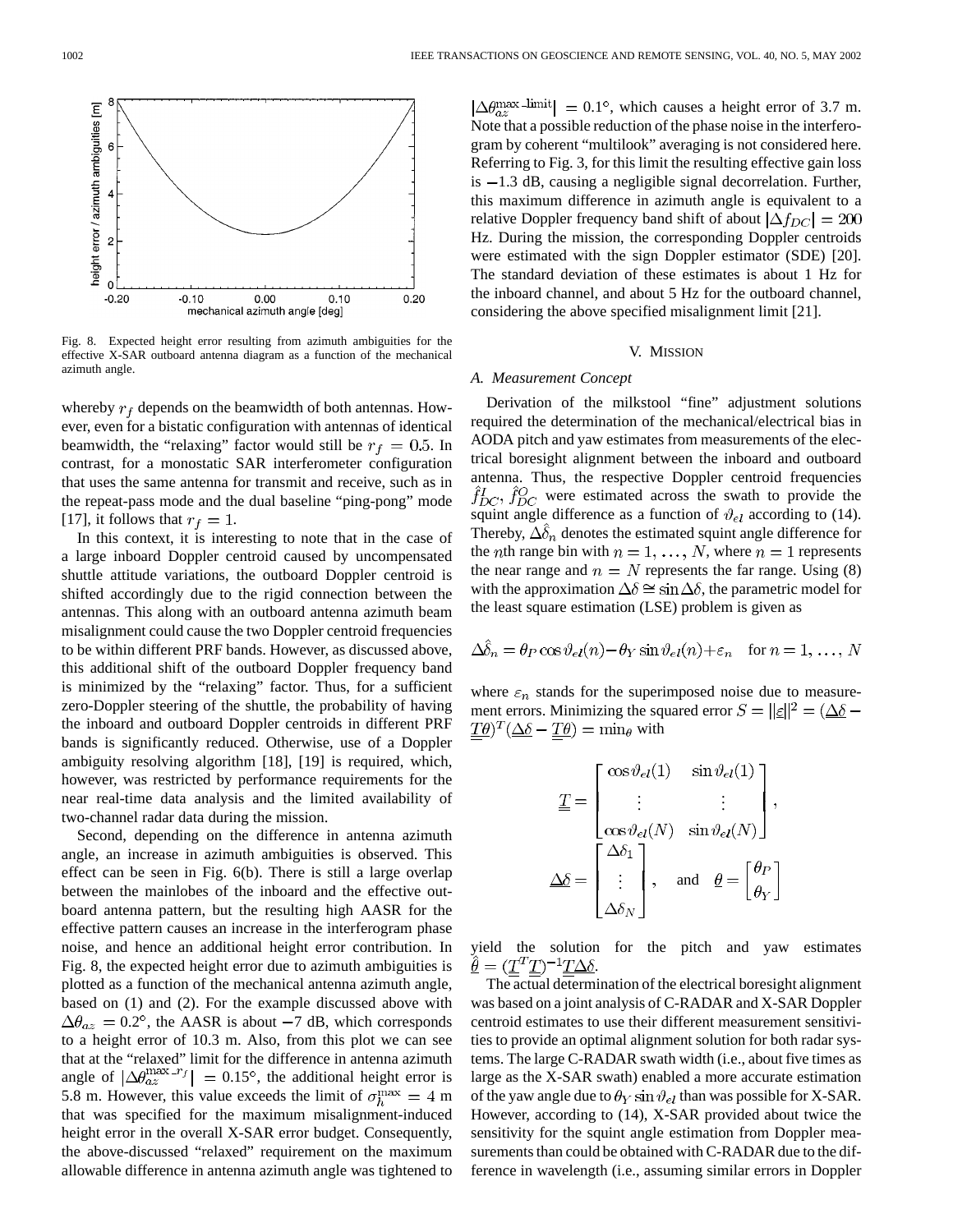Fig. 8. Expected height error resulting from azimuth ambiguities for the effective X-SAR outboard antenna diagram as a function of the mechanical azimuth angle.

whereby $r_f$ depends on the beamwidth of both antennas. However, even for a bistatic configuration with antennas of identical beamwidth, the "relaxing" factor would still be $r_f = 0.5$. In contrast, for a monostatic SAR interferometer configuration that uses the same antenna for transmit and receive, such as in the repeat-pass mode and the dual baseline "ping-pong" mode [17], it follows that $r_f = 1$.

In this context, it is interesting to note that in the case of a large inboard Doppler centroid caused by uncompensated shuttle attitude variations, the outboard Doppler centroid is shifted accordingly due to the rigid connection between the antennas. This along with an outboard antenna azimuth beam misalignment could cause the two Doppler centroid frequencies to be within different PRF bands. However, as discussed above, this additional shift of the outboard Doppler frequency band is minimized by the "relaxing" factor. Thus, for a sufficient zero-Doppler steering of the shuttle, the probability of having the inboard and outboard Doppler centroids in different PRF bands is significantly reduced. Otherwise, use of a Doppler ambiguity resolving algorithm [18], [19] is required, which, however, was restricted by performance requirements for the near real-time data analysis and the limited availability of two-channel radar data during the mission.

Second, depending on the difference in antenna azimuth angle, an increase in azimuth ambiguities is observed. This effect can be seen in Fig. 6(b). There is still a large overlap between the mainlobes of the inboard and the effective outboard antenna pattern, but the resulting high AASR for the effective pattern causes an increase in the interferogram phase noise, and hence an additional height error contribution. In Fig. 8, the expected height error due to azimuth ambiguities is plotted as a function of the mechanical antenna azimuth angle, based on (1) and (2). For the example discussed above with $\Delta\theta_{az} = 0.2°$, the AASR is about $-7$ dB, which corresponds to a height error of 10.3 m. Also, from this plot we can see that at the "relaxed" limit for the difference in antenna azimuth angle of $|\Delta\theta_{az}^{\max\text{-}r_f}| = 0.15°$, the additional height error is 5.8 m. However, this value exceeds the limit of $\sigma_h^{\max} = 4$ m that was specified for the maximum misalignment-induced height error in the overall X-SAR error budget. Consequently, the above-discussed "relaxed" requirement on the maximum allowable difference in antenna azimuth angle was tightened to $|\Delta\theta_{az}^{\max\text{-limit}}| = 0.1°$, which causes a height error of 3.7 m. Note that a possible reduction of the phase noise in the interferogram by coherent "multilook" averaging is not considered here. Referring to Fig. 3, for this limit the resulting effective gain loss is $-1.3$ dB, causing a negligible signal decorrelation. Further, this maximum difference in azimuth angle is equivalent to a relative Doppler frequency band shift of about $|\Delta f_{DC}| = 200$ Hz. During the mission, the corresponding Doppler centroids were estimated with the sign Doppler estimator (SDE) [20]. The standard deviation of these estimates is about 1 Hz for the inboard channel, and about 5 Hz for the outboard channel, considering the above specified misalignment limit [21].

## V. Mission

### A. Measurement Concept

Derivation of the milkstool "fine" adjustment solutions required the determination of the mechanical/electrical bias in AODA pitch and yaw estimates from measurements of the electrical boresight alignment between the inboard and outboard antenna. Thus, the respective Doppler centroid frequencies $\hat{f}_{DC}^I$, $\hat{f}_{DC}^O$ were estimated across the swath to provide the squint angle difference as a function of $\vartheta_{el}$ according to (14). Thereby, $\Delta\hat{\delta}_n$ denotes the estimated squint angle difference for the $n$th range bin with $n = 1, \ldots, N$, where $n = 1$ represents the near range and $n = N$ represents the far range. Using (8) with the approximation $\Delta\delta \cong \sin\Delta\delta$, the parametric model for the least square estimation (LSE) problem is given as

$$\Delta\hat{\delta}_n = \theta_P \cos\vartheta_{el}(n) - \theta_Y \sin\vartheta_{el}(n) + \varepsilon_n \quad \text{for } n = 1, \ldots, N$$

where $\varepsilon_n$ stands for the superimposed noise due to measurement errors. Minimizing the squared error $S = \|\underline{\varepsilon}\|^2 = (\underline{\Delta\delta} - \underline{\underline{T}}\underline{\theta})^T(\underline{\Delta\delta} - \underline{\underline{T}}\underline{\theta}) = \min_\theta$ with

$$\underline{\underline{T}} = \begin{bmatrix} \cos\vartheta_{el}(1) & \sin\vartheta_{el}(1) \\ \vdots & \vdots \\ \cos\vartheta_{el}(N) & \sin\vartheta_{el}(N) \end{bmatrix},$$

$$\underline{\Delta\delta} = \begin{bmatrix} \Delta\delta_1 \\ \vdots \\ \Delta\delta_N \end{bmatrix}, \quad \text{and} \quad \underline{\theta} = \begin{bmatrix} \theta_P \\ \theta_Y \end{bmatrix}$$

yield the solution for the pitch and yaw estimates $\hat{\underline{\theta}} = (\underline{\underline{T}}^T\underline{\underline{T}})^{-1}\underline{\underline{T}}\underline{\Delta\delta}$.

The actual determination of the electrical boresight alignment was based on a joint analysis of C-RADAR and X-SAR Doppler centroid estimates to use their different measurement sensitivities to provide an optimal alignment solution for both radar systems. The large C-RADAR swath width (i.e., about five times as large as the X-SAR swath) enabled a more accurate estimation of the yaw angle due to $\theta_Y \sin\vartheta_{el}$ than was possible for X-SAR. However, according to (14), X-SAR provided about twice the sensitivity for the squint angle estimation from Doppler measurements than could be obtained with C-RADAR due to the difference in wavelength (i.e., assuming similar errors in Doppler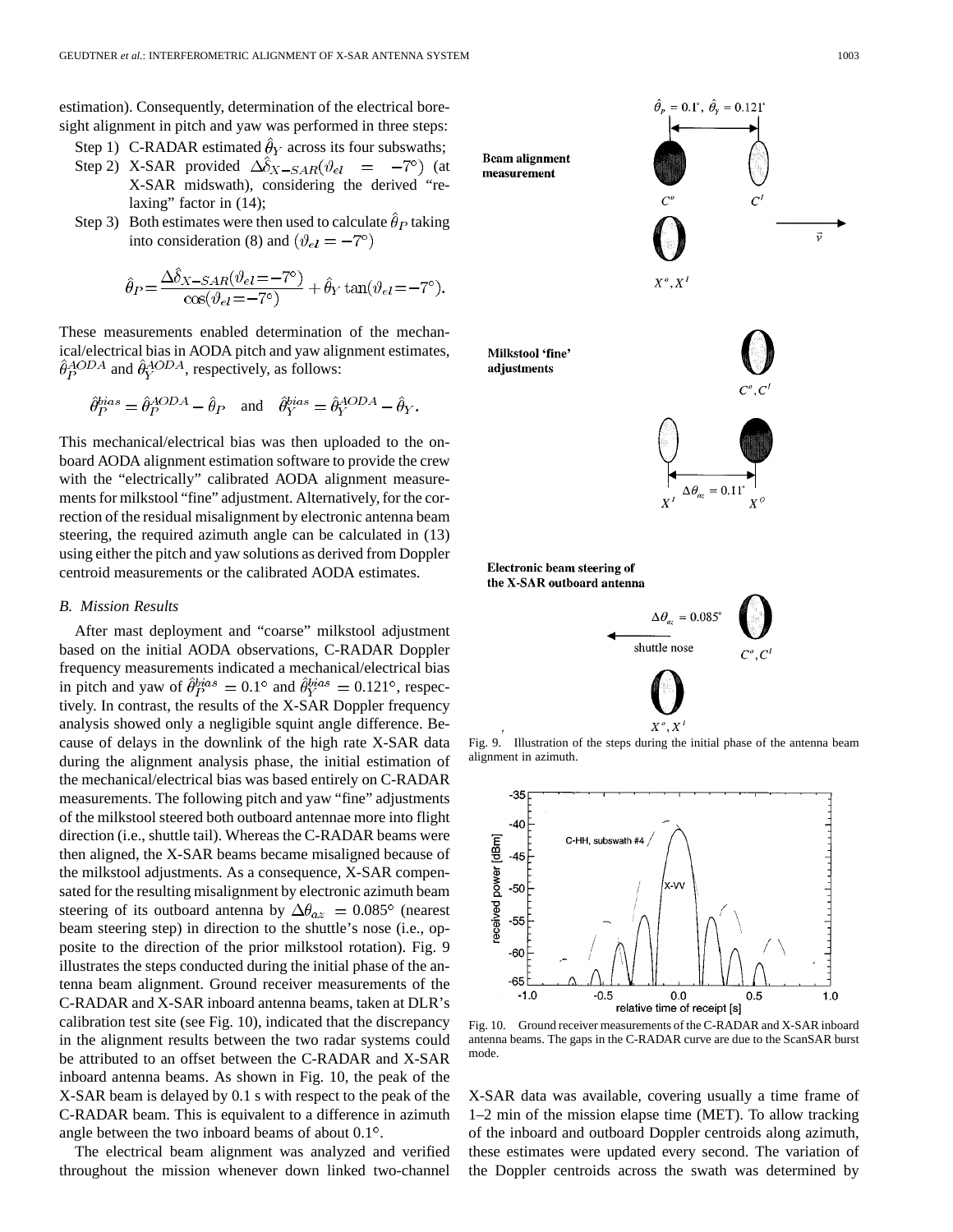estimation). Consequently, determination of the electrical boresight alignment in pitch and yaw was performed in three steps:

Step 1) C-RADAR estimated $\hat{\theta}_Y$ across its four subswaths;

Step 2) X-SAR provided $\Delta\hat{\delta}_{X-SAR}(\vartheta_{el} = -7°)$ (at X-SAR midswath), considering the derived "relaxing" factor in (14);

Step 3) Both estimates were then used to calculate $\hat{\theta}_P$ taking into consideration (8) and $(\vartheta_{el} = -7°)$

$$\hat{\theta}_P = \frac{\Delta\hat{\delta}_{X-SAR}(\vartheta_{el} = -7°)}{\cos(\vartheta_{el} = -7°)} + \hat{\theta}_Y \tan(\vartheta_{el} = -7°).$$

These measurements enabled determination of the mechanical/electrical bias in AODA pitch and yaw alignment estimates, $\hat{\theta}_P^{AODA}$ and $\hat{\theta}_Y^{AODA}$, respectively, as follows:

$$\hat{\theta}_P^{bias} = \hat{\theta}_P^{AODA} - \hat{\theta}_P \quad \text{and} \quad \hat{\theta}_Y^{bias} = \hat{\theta}_Y^{AODA} - \hat{\theta}_Y.$$

This mechanical/electrical bias was then uploaded to the onboard AODA alignment estimation software to provide the crew with the "electrically" calibrated AODA alignment measurements for milkstool "fine" adjustment. Alternatively, for the correction of the residual misalignment by electronic antenna beam steering, the required azimuth angle can be calculated in (13) using either the pitch and yaw solutions as derived from Doppler centroid measurements or the calibrated AODA estimates.

### B. Mission Results

After mast deployment and "coarse" milkstool adjustment based on the initial AODA observations, C-RADAR Doppler frequency measurements indicated a mechanical/electrical bias in pitch and yaw of $\hat{\theta}_P^{bias} = 0.1°$ and $\hat{\theta}_Y^{bias} = 0.121°$, respectively. In contrast, the results of the X-SAR Doppler frequency analysis showed only a negligible squint angle difference. Because of delays in the downlink of the high rate X-SAR data during the alignment analysis phase, the initial estimation of the mechanical/electrical bias was based entirely on C-RADAR measurements. The following pitch and yaw "fine" adjustments of the milkstool steered both outboard antennae more into flight direction (i.e., shuttle tail). Whereas the C-RADAR beams were then aligned, the X-SAR beams became misaligned because of the milkstool adjustments. As a consequence, X-SAR compensated for the resulting misalignment by electronic azimuth beam steering of its outboard antenna by $\Delta\theta_{az} = 0.085°$ (nearest beam steering step) in direction to the shuttle's nose (i.e., opposite to the direction of the prior milkstool rotation). Fig. 9 illustrates the steps conducted during the initial phase of the antenna beam alignment. Ground receiver measurements of the C-RADAR and X-SAR inboard antenna beams, taken at DLR's calibration test site (see Fig. 10), indicated that the discrepancy in the alignment results between the two radar systems could be attributed to an offset between the C-RADAR and X-SAR inboard antenna beams. As shown in Fig. 10, the peak of the X-SAR beam is delayed by 0.1 s with respect to the peak of the C-RADAR beam. This is equivalent to a difference in azimuth angle between the two inboard beams of about 0.1°.

The electrical beam alignment was analyzed and verified throughout the mission whenever down linked two-channel X-SAR data was available, covering usually a time frame of 1–2 min of the mission elapse time (MET). To allow tracking of the inboard and outboard Doppler centroids along azimuth, these estimates were updated every second. The variation of the Doppler centroids across the swath was determined by

Fig. 9. Illustration of the steps during the initial phase of the antenna beam alignment in azimuth.

Fig. 10. Ground receiver measurements of the C-RADAR and X-SAR inboard antenna beams. The gaps in the C-RADAR curve are due to the ScanSAR burst mode.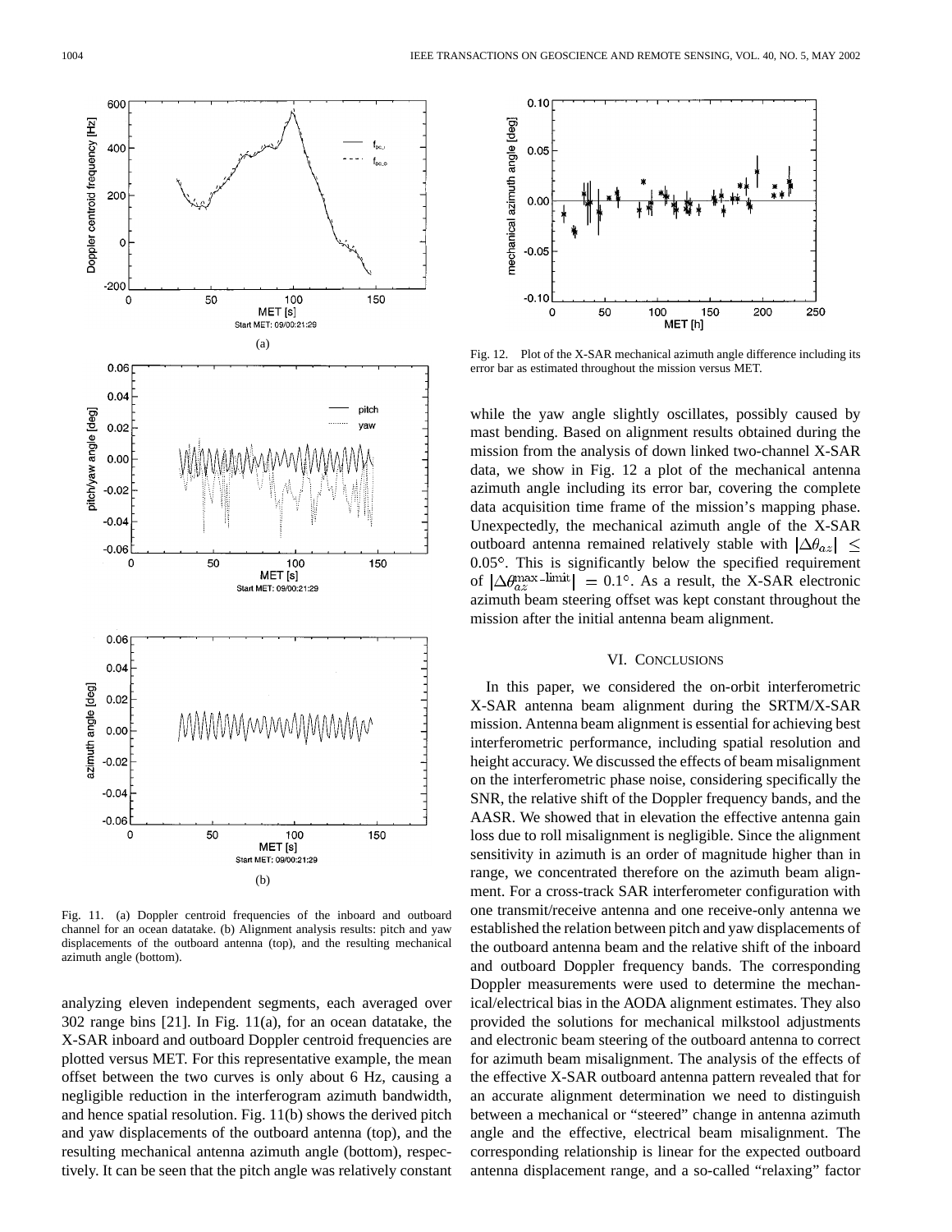Fig. 11. (a) Doppler centroid frequencies of the inboard and outboard channel for an ocean datatake. (b) Alignment analysis results: pitch and yaw displacements of the outboard antenna (top), and the resulting mechanical azimuth angle (bottom).

analyzing eleven independent segments, each averaged over 302 range bins [21]. In Fig. 11(a), for an ocean datatake, the X-SAR inboard and outboard Doppler centroid frequencies are plotted versus MET. For this representative example, the mean offset between the two curves is only about 6 Hz, causing a negligible reduction in the interferogram azimuth bandwidth, and hence spatial resolution. Fig. 11(b) shows the derived pitch and yaw displacements of the outboard antenna (top), and the resulting mechanical antenna azimuth angle (bottom), respectively. It can be seen that the pitch angle was relatively constant while the yaw angle slightly oscillates, possibly caused by mast bending. Based on alignment results obtained during the mission from the analysis of down linked two-channel X-SAR data, we show in Fig. 12 a plot of the mechanical antenna azimuth angle including its error bar, covering the complete data acquisition time frame of the mission's mapping phase. Unexpectedly, the mechanical azimuth angle of the X-SAR outboard antenna remained relatively stable with $|\Delta\theta_{az}| \leq 0.05°$. This is significantly below the specified requirement of $|\Delta\theta_{az}^{\max\text{-limit}}| = 0.1°$. As a result, the X-SAR electronic azimuth beam steering offset was kept constant throughout the mission after the initial antenna beam alignment.

Fig. 12. Plot of the X-SAR mechanical azimuth angle difference including its error bar as estimated throughout the mission versus MET.

## VI. Conclusions

In this paper, we considered the on-orbit interferometric X-SAR antenna beam alignment during the SRTM/X-SAR mission. Antenna beam alignment is essential for achieving best interferometric performance, including spatial resolution and height accuracy. We discussed the effects of beam misalignment on the interferometric phase noise, considering specifically the SNR, the relative shift of the Doppler frequency bands, and the AASR. We showed that in elevation the effective antenna gain loss due to roll misalignment is negligible. Since the alignment sensitivity in azimuth is an order of magnitude higher than in range, we concentrated therefore on the azimuth beam alignment. For a cross-track SAR interferometer configuration with one transmit/receive antenna and one receive-only antenna we established the relation between pitch and yaw displacements of the outboard antenna beam and the relative shift of the inboard and outboard Doppler frequency bands. The corresponding Doppler measurements were used to determine the mechanical/electrical bias in the AODA alignment estimates. They also provided the solutions for mechanical milkstool adjustments and electronic beam steering of the outboard antenna to correct for azimuth beam misalignment. The analysis of the effects of the effective X-SAR outboard antenna pattern revealed that for an accurate alignment determination we need to distinguish between a mechanical or "steered" change in antenna azimuth angle and the effective, electrical beam misalignment. The corresponding relationship is linear for the expected outboard antenna displacement range, and a so-called "relaxing" factor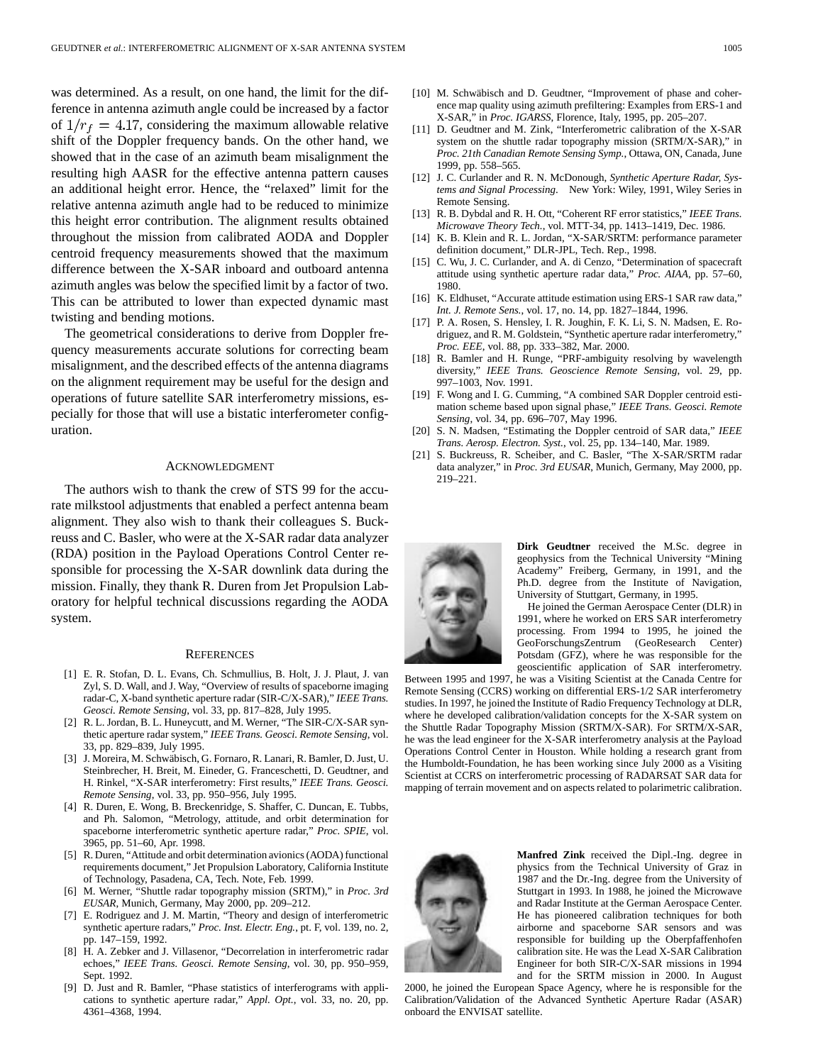was determined. As a result, on one hand, the limit for the difference in antenna azimuth angle could be increased by a factor of $1/r_f = 4.17$, considering the maximum allowable relative shift of the Doppler frequency bands. On the other hand, we showed that in the case of an azimuth beam misalignment the resulting high AASR for the effective antenna pattern causes an additional height error. Hence, the "relaxed" limit for the relative antenna azimuth angle had to be reduced to minimize this height error contribution. The alignment results obtained throughout the mission from calibrated AODA and Doppler centroid frequency measurements showed that the maximum difference between the X-SAR inboard and outboard antenna azimuth angles was below the specified limit by a factor of two. This can be attributed to lower than expected dynamic mast twisting and bending motions.

The geometrical considerations to derive from Doppler frequency measurements accurate solutions for correcting beam misalignment, and the described effects of the antenna diagrams on the alignment requirement may be useful for the design and operations of future satellite SAR interferometry missions, especially for those that will use a bistatic interferometer configuration.

## Acknowledgment

The authors wish to thank the crew of STS 99 for the accurate milkstool adjustments that enabled a perfect antenna beam alignment. They also wish to thank their colleagues S. Buckreuss and C. Basler, who were at the X-SAR radar data analyzer (RDA) position in the Payload Operations Control Center responsible for processing the X-SAR downlink data during the mission. Finally, they thank R. Duren from Jet Propulsion Laboratory for helpful technical discussions regarding the AODA system.

## References

[1] E. R. Stofan, D. L. Evans, Ch. Schmullius, B. Holt, J. J. Plaut, J. van Zyl, S. D. Wall, and J. Way, "Overview of results of spaceborne imaging radar-C, X-band synthetic aperture radar (SIR-C/X-SAR)," *IEEE Trans. Geosci. Remote Sensing*, vol. 33, pp. 817–828, July 1995.

[2] R. L. Jordan, B. L. Huneycutt, and M. Werner, "The SIR-C/X-SAR synthetic aperture radar system," *IEEE Trans. Geosci. Remote Sensing*, vol. 33, pp. 829–839, July 1995.

[3] J. Moreira, M. Schwäbisch, G. Fornaro, R. Lanari, R. Bamler, D. Just, U. Steinbrecher, H. Breit, M. Eineder, G. Franceschetti, D. Geudtner, and H. Rinkel, "X-SAR interferometry: First results," *IEEE Trans. Geosci. Remote Sensing*, vol. 33, pp. 950–956, July 1995.

[4] R. Duren, E. Wong, B. Breckenridge, S. Shaffer, C. Duncan, E. Tubbs, and Ph. Salomon, "Metrology, attitude, and orbit determination for spaceborne interferometric synthetic aperture radar," *Proc. SPIE*, vol. 3965, pp. 51–60, Apr. 1998.

[5] R. Duren, "Attitude and orbit determination avionics (AODA) functional requirements document," Jet Propulsion Laboratory, California Institute of Technology, Pasadena, CA, Tech. Note, Feb. 1999.

[6] M. Werner, "Shuttle radar topography mission (SRTM)," in *Proc. 3rd EUSAR*, Munich, Germany, May 2000, pp. 209–212.

[7] E. Rodriguez and J. M. Martin, "Theory and design of interferometric synthetic aperture radars," *Proc. Inst. Electr. Eng.*, pt. F, vol. 139, no. 2, pp. 147–159, 1992.

[8] H. A. Zebker and J. Villasenor, "Decorrelation in interferometric radar echoes," *IEEE Trans. Geosci. Remote Sensing*, vol. 30, pp. 950–959, Sept. 1992.

[9] D. Just and R. Bamler, "Phase statistics of interferograms with applications to synthetic aperture radar," *Appl. Opt.*, vol. 33, no. 20, pp. 4361–4368, 1994.

[10] M. Schwäbisch and D. Geudtner, "Improvement of phase and coherence map quality using azimuth prefiltering: Examples from ERS-1 and X-SAR," in *Proc. IGARSS*, Florence, Italy, 1995, pp. 205–207.

[11] D. Geudtner and M. Zink, "Interferometric calibration of the X-SAR system on the shuttle radar topography mission (SRTM/X-SAR)," in *Proc. 21th Canadian Remote Sensing Symp.*, Ottawa, ON, Canada, June 1999, pp. 558–565.

[12] J. C. Curlander and R. N. McDonough, *Synthetic Aperture Radar, Systems and Signal Processing*. New York: Wiley, 1991, Wiley Series in Remote Sensing.

[13] R. B. Dybdal and R. H. Ott, "Coherent RF error statistics," *IEEE Trans. Microwave Theory Tech.*, vol. MTT-34, pp. 1413–1419, Dec. 1986.

[14] K. B. Klein and R. L. Jordan, "X-SAR/SRTM: performance parameter definition document," DLR-JPL, Tech. Rep., 1998.

[15] C. Wu, J. C. Curlander, and A. di Cenzo, "Determination of spacecraft attitude using synthetic aperture radar data," *Proc. AIAA*, pp. 57–60, 1980.

[16] K. Eldhuset, "Accurate attitude estimation using ERS-1 SAR raw data," *Int. J. Remote Sens.*, vol. 17, no. 14, pp. 1827–1844, 1996.

[17] P. A. Rosen, S. Hensley, I. R. Joughin, F. K. Li, S. N. Madsen, E. Rodriguez, and R. M. Goldstein, "Synthetic aperture radar interferometry," *Proc. EEE*, vol. 88, pp. 333–382, Mar. 2000.

[18] R. Bamler and H. Runge, "PRF-ambiguity resolving by wavelength diversity," *IEEE Trans. Geoscience Remote Sensing*, vol. 29, pp. 997–1003, Nov. 1991.

[19] F. Wong and I. G. Cumming, "A combined SAR Doppler centroid estimation scheme based upon signal phase," *IEEE Trans. Geosci. Remote Sensing*, vol. 34, pp. 696–707, May 1996.

[20] S. N. Madsen, "Estimating the Doppler centroid of SAR data," *IEEE Trans. Aerosp. Electron. Syst.*, vol. 25, pp. 134–140, Mar. 1989.

[21] S. Buckreuss, R. Scheiber, and C. Basler, "The X-SAR/SRTM radar data analyzer," in *Proc. 3rd EUSAR*, Munich, Germany, May 2000, pp. 219–221.

**Dirk Geudtner** received the M.Sc. degree in geophysics from the Technical University "Mining Academy" Freiberg, Germany, in 1991, and the Ph.D. degree from the Institute of Navigation, University of Stuttgart, Germany, in 1995.

He joined the German Aerospace Center (DLR) in 1991, where he worked on ERS SAR interferometry processing. From 1994 to 1995, he joined the GeoForschungsZentrum (GeoResearch Center) Potsdam (GFZ), where he was responsible for the geoscientific application of SAR interferometry. Between 1995 and 1997, he was a Visiting Scientist at the Canada Centre for Remote Sensing (CCRS) working on differential ERS-1/2 SAR interferometry studies. In 1997, he joined the Institute of Radio Frequency Technology at DLR, where he developed calibration/validation concepts for the X-SAR system on the Shuttle Radar Topography Mission (SRTM/X-SAR). For SRTM/X-SAR, he was the lead engineer for the X-SAR interferometry analysis at the Payload Operations Control Center in Houston. While holding a research grant from the Humboldt-Foundation, he has been working since July 2000 as a Visiting Scientist at CCRS on interferometric processing of RADARSAT SAR data for mapping of terrain movement and on aspects related to polarimetric calibration.

**Manfred Zink** received the Dipl.-Ing. degree in physics from the Technical University of Graz in 1987 and the Dr.-Ing. degree from the University of Stuttgart in 1993. In 1988, he joined the Microwave and Radar Institute at the German Aerospace Center. He has pioneered calibration techniques for both airborne and spaceborne SAR sensors and was responsible for building up the Oberpfaffenhofen calibration site. He was the Lead X-SAR Calibration Engineer for both SIR-C/X-SAR missions in 1994 and for the SRTM mission in 2000. In August 2000, he joined the European Space Agency, where he is responsible for the Calibration/Validation of the Advanced Synthetic Aperture Radar (ASAR) onboard the ENVISAT satellite.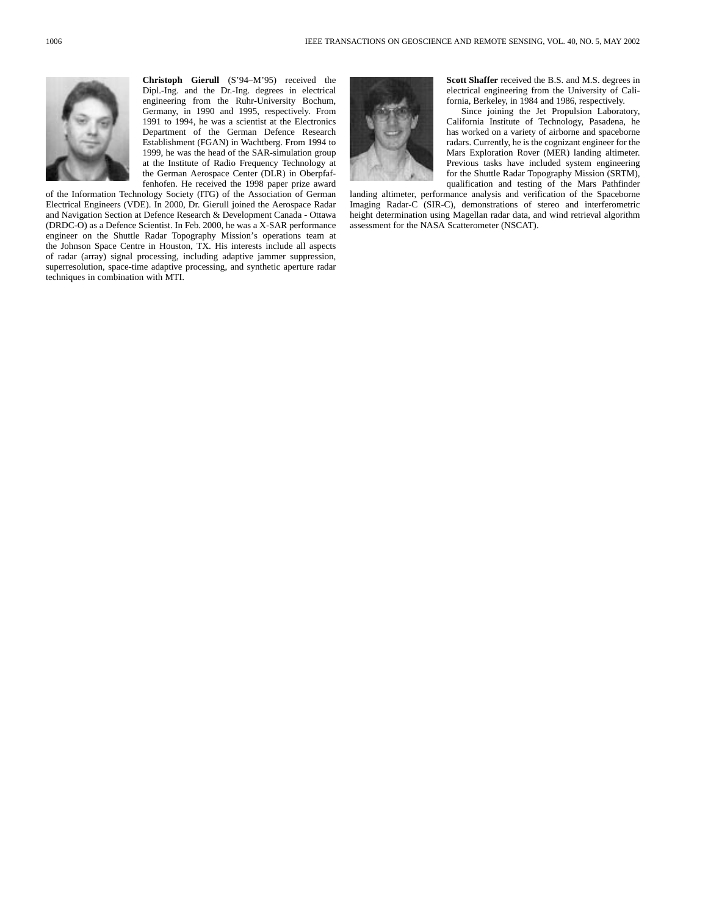**Christoph Gierull** (S'94–M'95) received the Dipl.-Ing. and the Dr.-Ing. degrees in electrical engineering from the Ruhr-University Bochum, Germany, in 1990 and 1995, respectively. From 1991 to 1994, he was a scientist at the Electronics Department of the German Defence Research Establishment (FGAN) in Wachtberg. From 1994 to 1999, he was the head of the SAR-simulation group at the Institute of Radio Frequency Technology at the German Aerospace Center (DLR) in Oberpfaffenhofen. He received the 1998 paper prize award of the Information Technology Society (ITG) of the Association of German Electrical Engineers (VDE). In 2000, Dr. Gierull joined the Aerospace Radar and Navigation Section at Defence Research & Development Canada - Ottawa (DRDC-O) as a Defence Scientist. In Feb. 2000, he was a X-SAR performance engineer on the Shuttle Radar Topography Mission's operations team at the Johnson Space Centre in Houston, TX. His interests include all aspects of radar (array) signal processing, including adaptive jammer suppression, superresolution, space-time adaptive processing, and synthetic aperture radar techniques in combination with MTI.

**Scott Shaffer** received the B.S. and M.S. degrees in electrical engineering from the University of California, Berkeley, in 1984 and 1986, respectively.

Since joining the Jet Propulsion Laboratory, California Institute of Technology, Pasadena, he has worked on a variety of airborne and spaceborne radars. Currently, he is the cognizant engineer for the Mars Exploration Rover (MER) landing altimeter. Previous tasks have included system engineering for the Shuttle Radar Topography Mission (SRTM), qualification and testing of the Mars Pathfinder landing altimeter, performance analysis and verification of the Spaceborne Imaging Radar-C (SIR-C), demonstrations of stereo and interferometric height determination using Magellan radar data, and wind retrieval algorithm assessment for the NASA Scatterometer (NSCAT).